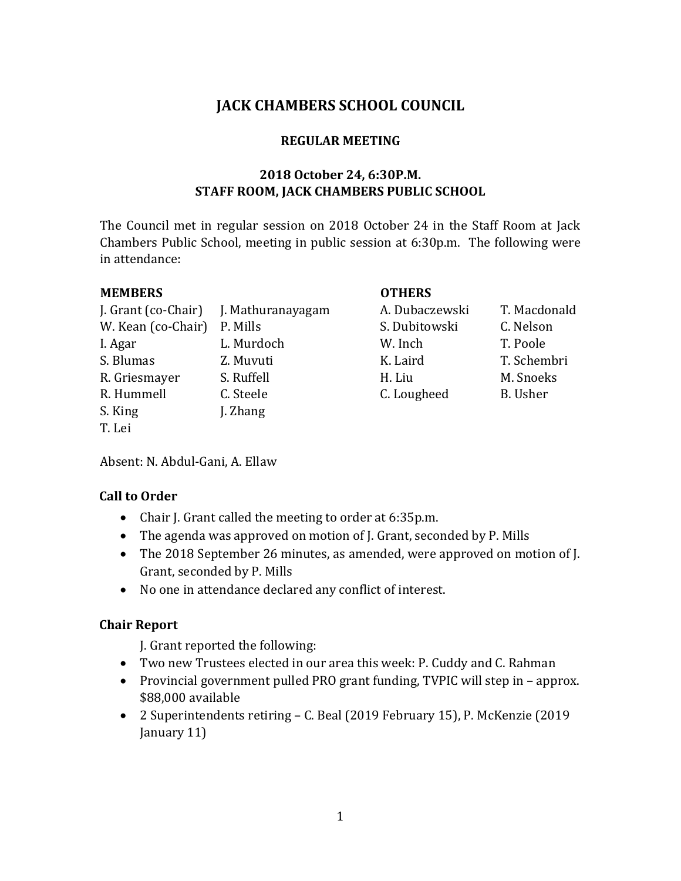# JACK CHAMBERS SCHOOL COUNCIL

## REGULAR MEETING

### 2018 October 24, 6:30P.M.
### STAFF ROOM, JACK CHAMBERS PUBLIC SCHOOL

The Council met in regular session on 2018 October 24 in the Staff Room at Jack Chambers Public School, meeting in public session at 6:30p.m. The following were in attendance:

**MEMBERS**

J. Grant (co-Chair)
W. Kean (co-Chair)
I. Agar
S. Blumas
R. Griesmayer
R. Hummell
S. King
T. Lei
J. Mathuranayagam
P. Mills
L. Murdoch
Z. Muvuti
S. Ruffell
C. Steele
J. Zhang

**OTHERS**

A. Dubaczewski
S. Dubitowski
W. Inch
K. Laird
H. Liu
C. Lougheed
T. Macdonald
C. Nelson
T. Poole
T. Schembri
M. Snoeks
B. Usher

Absent: N. Abdul-Gani, A. Ellaw

**Call to Order**

- Chair J. Grant called the meeting to order at 6:35p.m.
- The agenda was approved on motion of J. Grant, seconded by P. Mills
- The 2018 September 26 minutes, as amended, were approved on motion of J. Grant, seconded by P. Mills
- No one in attendance declared any conflict of interest.

**Chair Report**

J. Grant reported the following:

- Two new Trustees elected in our area this week: P. Cuddy and C. Rahman
- Provincial government pulled PRO grant funding, TVPIC will step in – approx. $88,000 available
- 2 Superintendents retiring – C. Beal (2019 February 15), P. McKenzie (2019 January 11)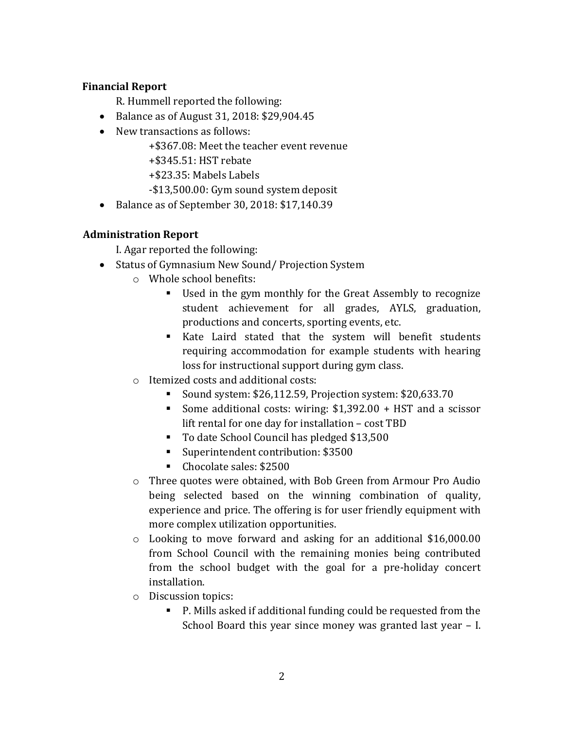**Financial Report**

R. Hummell reported the following:

- Balance as of August 31, 2018: $29,904.45
- New transactions as follows:
  - +$367.08: Meet the teacher event revenue
  - +$345.51: HST rebate
  - +$23.35: Mabels Labels
  - -$13,500.00: Gym sound system deposit
- Balance as of September 30, 2018: $17,140.39

**Administration Report**

I. Agar reported the following:

- Status of Gymnasium New Sound/ Projection System
  - Whole school benefits:
    - Used in the gym monthly for the Great Assembly to recognize student achievement for all grades, AYLS, graduation, productions and concerts, sporting events, etc.
    - Kate Laird stated that the system will benefit students requiring accommodation for example students with hearing loss for instructional support during gym class.
  - Itemized costs and additional costs:
    - Sound system: $26,112.59, Projection system: $20,633.70
    - Some additional costs: wiring: $1,392.00 + HST and a scissor lift rental for one day for installation – cost TBD
    - To date School Council has pledged $13,500
    - Superintendent contribution: $3500
    - Chocolate sales: $2500
  - Three quotes were obtained, with Bob Green from Armour Pro Audio being selected based on the winning combination of quality, experience and price. The offering is for user friendly equipment with more complex utilization opportunities.
  - Looking to move forward and asking for an additional $16,000.00 from School Council with the remaining monies being contributed from the school budget with the goal for a pre-holiday concert installation.
  - Discussion topics:
    - P. Mills asked if additional funding could be requested from the School Board this year since money was granted last year – I.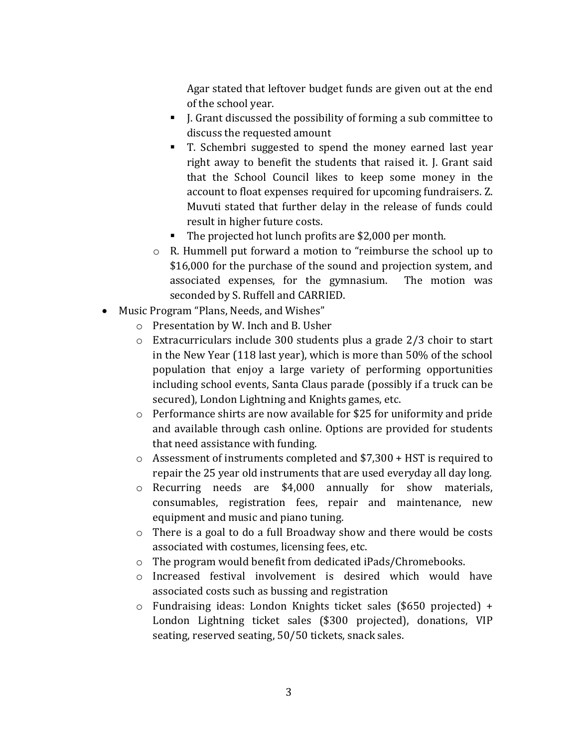Agar stated that leftover budget funds are given out at the end of the school year.

        - J. Grant discussed the possibility of forming a sub committee to discuss the requested amount
        - T. Schembri suggested to spend the money earned last year right away to benefit the students that raised it. J. Grant said that the School Council likes to keep some money in the account to float expenses required for upcoming fundraisers. Z. Muvuti stated that further delay in the release of funds could result in higher future costs.
        - The projected hot lunch profits are $2,000 per month.
    - R. Hummell put forward a motion to "reimburse the school up to $16,000 for the purchase of the sound and projection system, and associated expenses, for the gymnasium. The motion was seconded by S. Ruffell and CARRIED.
- Music Program "Plans, Needs, and Wishes"
    - Presentation by W. Inch and B. Usher
    - Extracurriculars include 300 students plus a grade 2/3 choir to start in the New Year (118 last year), which is more than 50% of the school population that enjoy a large variety of performing opportunities including school events, Santa Claus parade (possibly if a truck can be secured), London Lightning and Knights games, etc.
    - Performance shirts are now available for $25 for uniformity and pride and available through cash online. Options are provided for students that need assistance with funding.
    - Assessment of instruments completed and $7,300 + HST is required to repair the 25 year old instruments that are used everyday all day long.
    - Recurring needs are $4,000 annually for show materials, consumables, registration fees, repair and maintenance, new equipment and music and piano tuning.
    - There is a goal to do a full Broadway show and there would be costs associated with costumes, licensing fees, etc.
    - The program would benefit from dedicated iPads/Chromebooks.
    - Increased festival involvement is desired which would have associated costs such as bussing and registration
    - Fundraising ideas: London Knights ticket sales ($650 projected) + London Lightning ticket sales ($300 projected), donations, VIP seating, reserved seating, 50/50 tickets, snack sales.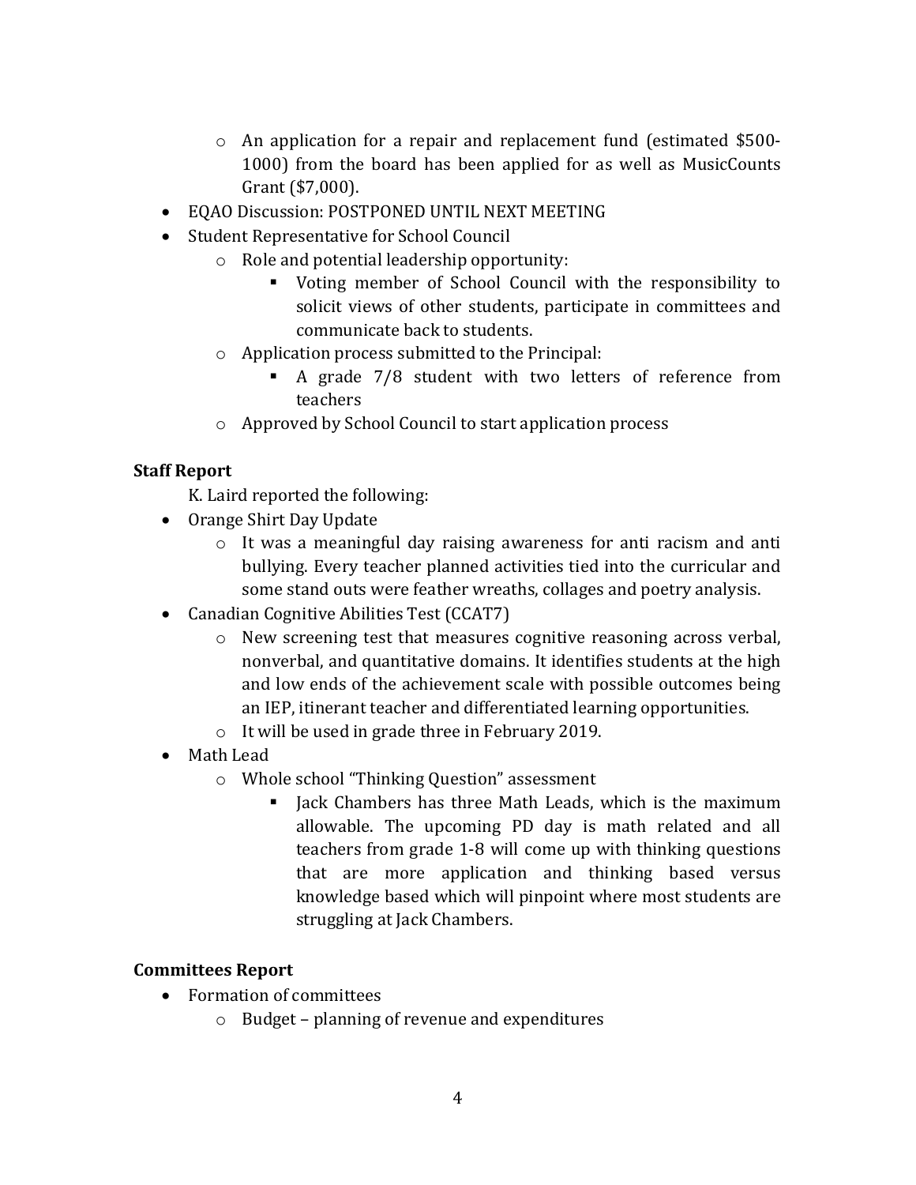- An application for a repair and replacement fund (estimated $500-1000) from the board has been applied for as well as MusicCounts Grant ($7,000).
- EQAO Discussion: POSTPONED UNTIL NEXT MEETING
- Student Representative for School Council
    - Role and potential leadership opportunity:
        - Voting member of School Council with the responsibility to solicit views of other students, participate in committees and communicate back to students.
    - Application process submitted to the Principal:
        - A grade 7/8 student with two letters of reference from teachers
    - Approved by School Council to start application process

**Staff Report**

K. Laird reported the following:

- Orange Shirt Day Update
    - It was a meaningful day raising awareness for anti racism and anti bullying. Every teacher planned activities tied into the curricular and some stand outs were feather wreaths, collages and poetry analysis.
- Canadian Cognitive Abilities Test (CCAT7)
    - New screening test that measures cognitive reasoning across verbal, nonverbal, and quantitative domains. It identifies students at the high and low ends of the achievement scale with possible outcomes being an IEP, itinerant teacher and differentiated learning opportunities.
    - It will be used in grade three in February 2019.
- Math Lead
    - Whole school "Thinking Question" assessment
        - Jack Chambers has three Math Leads, which is the maximum allowable. The upcoming PD day is math related and all teachers from grade 1-8 will come up with thinking questions that are more application and thinking based versus knowledge based which will pinpoint where most students are struggling at Jack Chambers.

**Committees Report**

- Formation of committees
    - Budget – planning of revenue and expenditures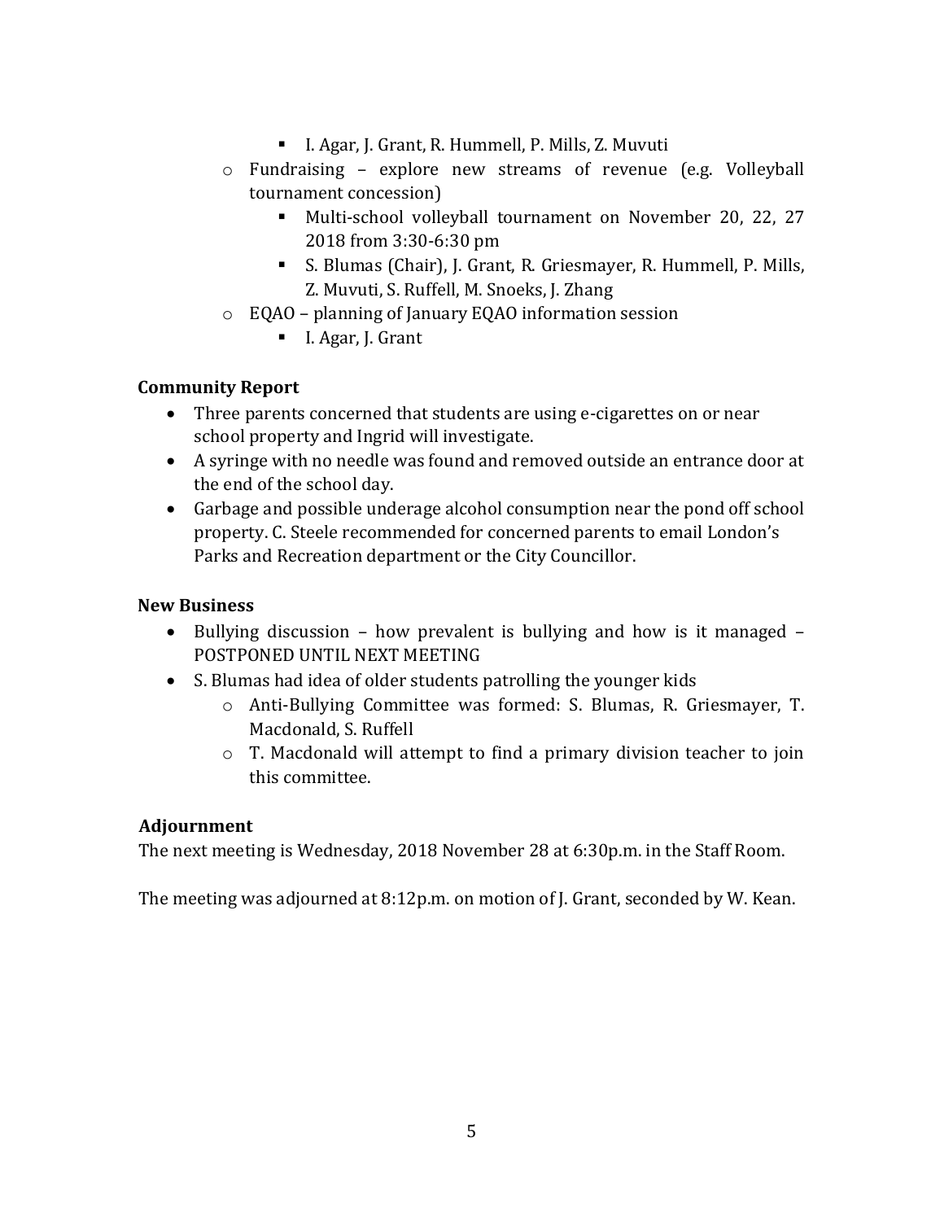- I. Agar, J. Grant, R. Hummell, P. Mills, Z. Muvuti
    - Fundraising – explore new streams of revenue (e.g. Volleyball tournament concession)
        - Multi-school volleyball tournament on November 20, 22, 27 2018 from 3:30-6:30 pm
        - S. Blumas (Chair), J. Grant, R. Griesmayer, R. Hummell, P. Mills, Z. Muvuti, S. Ruffell, M. Snoeks, J. Zhang
    - EQAO – planning of January EQAO information session
        - I. Agar, J. Grant

**Community Report**

- Three parents concerned that students are using e-cigarettes on or near school property and Ingrid will investigate.
- A syringe with no needle was found and removed outside an entrance door at the end of the school day.
- Garbage and possible underage alcohol consumption near the pond off school property. C. Steele recommended for concerned parents to email London's Parks and Recreation department or the City Councillor.

**New Business**

- Bullying discussion – how prevalent is bullying and how is it managed – POSTPONED UNTIL NEXT MEETING
- S. Blumas had idea of older students patrolling the younger kids
    - Anti-Bullying Committee was formed: S. Blumas, R. Griesmayer, T. Macdonald, S. Ruffell
    - T. Macdonald will attempt to find a primary division teacher to join this committee.

**Adjournment**

The next meeting is Wednesday, 2018 November 28 at 6:30p.m. in the Staff Room.

The meeting was adjourned at 8:12p.m. on motion of J. Grant, seconded by W. Kean.